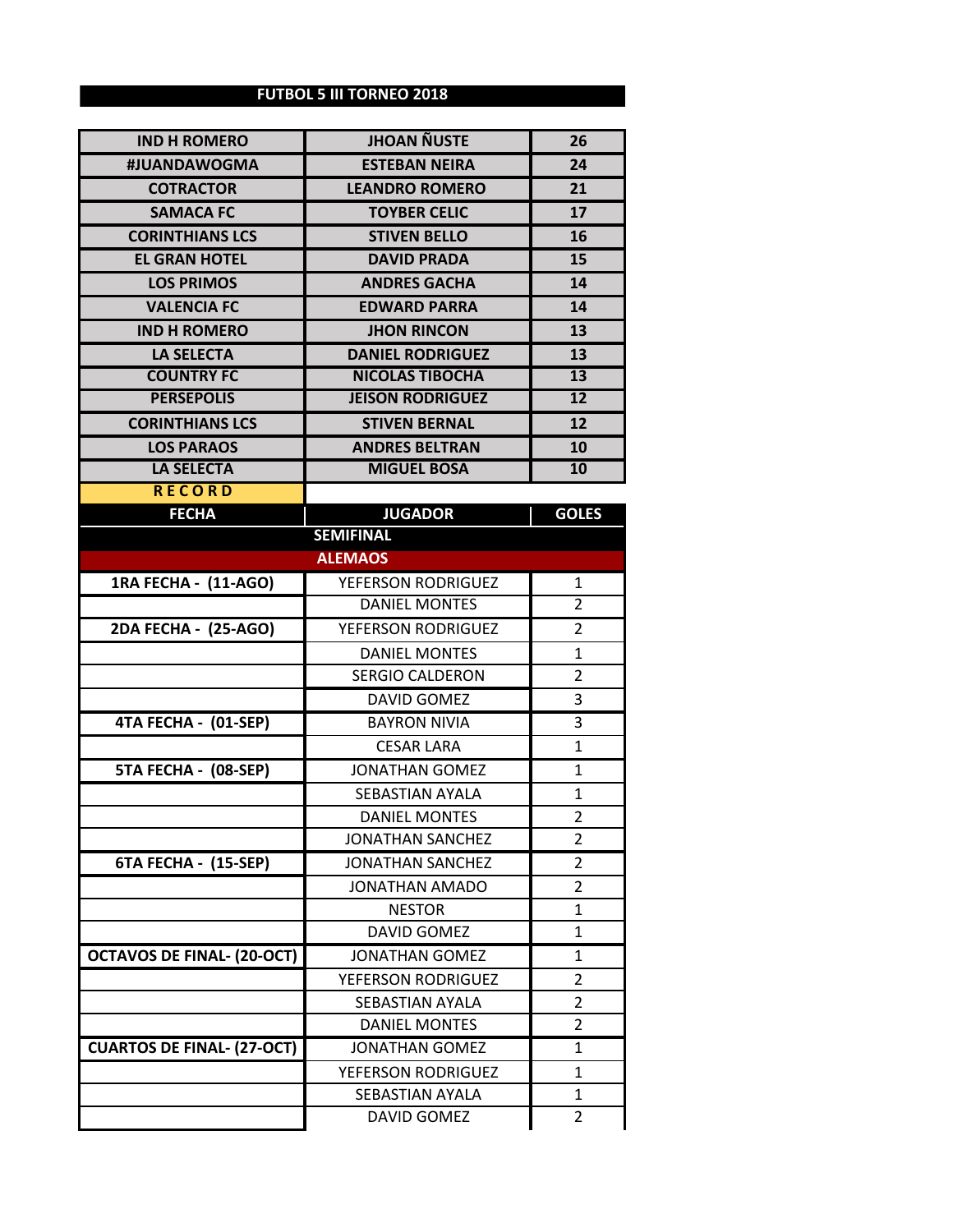# FUTBOL 5 III TORNEO 2018

| | | |
|---|---|---|
| IND H ROMERO | JHOAN ÑUSTE | 26 |
| #JUANDAWOGMA | ESTEBAN NEIRA | 24 |
| COTRACTOR | LEANDRO ROMERO | 21 |
| SAMACA FC | TOYBER CELIC | 17 |
| CORINTHIANS LCS | STIVEN BELLO | 16 |
| EL GRAN HOTEL | DAVID PRADA | 15 |
| LOS PRIMOS | ANDRES GACHA | 14 |
| VALENCIA FC | EDWARD PARRA | 14 |
| IND H ROMERO | JHON RINCON | 13 |
| LA SELECTA | DANIEL RODRIGUEZ | 13 |
| COUNTRY FC | NICOLAS TIBOCHA | 13 |
| PERSEPOLIS | JEISON RODRIGUEZ | 12 |
| CORINTHIANS LCS | STIVEN BERNAL | 12 |
| LOS PARAOS | ANDRES BELTRAN | 10 |
| LA SELECTA | MIGUEL BOSA | 10 |

**RECORD**

| FECHA | JUGADOR | GOLES |
|---|---|---|
| **SEMIFINAL** | | |
| **ALEMAOS** | | |
| 1RA FECHA - (11-AGO) | YEFERSON RODRIGUEZ | 1 |
| | DANIEL MONTES | 2 |
| 2DA FECHA - (25-AGO) | YEFERSON RODRIGUEZ | 2 |
| | DANIEL MONTES | 1 |
| | SERGIO CALDERON | 2 |
| | DAVID GOMEZ | 3 |
| 4TA FECHA - (01-SEP) | BAYRON NIVIA | 3 |
| | CESAR LARA | 1 |
| 5TA FECHA - (08-SEP) | JONATHAN GOMEZ | 1 |
| | SEBASTIAN AYALA | 1 |
| | DANIEL MONTES | 2 |
| | JONATHAN SANCHEZ | 2 |
| 6TA FECHA - (15-SEP) | JONATHAN SANCHEZ | 2 |
| | JONATHAN AMADO | 2 |
| | NESTOR | 1 |
| | DAVID GOMEZ | 1 |
| OCTAVOS DE FINAL- (20-OCT) | JONATHAN GOMEZ | 1 |
| | YEFERSON RODRIGUEZ | 2 |
| | SEBASTIAN AYALA | 2 |
| | DANIEL MONTES | 2 |
| CUARTOS DE FINAL- (27-OCT) | JONATHAN GOMEZ | 1 |
| | YEFERSON RODRIGUEZ | 1 |
| | SEBASTIAN AYALA | 1 |
| | DAVID GOMEZ | 2 |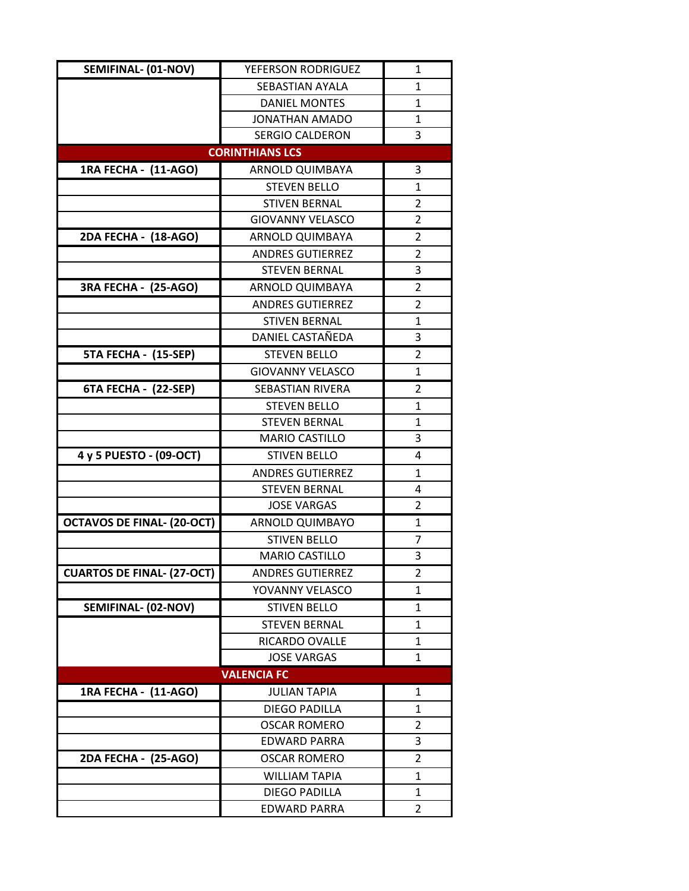| | | |
|---|---|---|
| **SEMIFINAL- (01-NOV)** | YEFERSON RODRIGUEZ | 1 |
| | SEBASTIAN AYALA | 1 |
| | DANIEL MONTES | 1 |
| | JONATHAN AMADO | 1 |
| | SERGIO CALDERON | 3 |
| **CORINTHIANS LCS** | | |
| **1RA FECHA - (11-AGO)** | ARNOLD QUIMBAYA | 3 |
| | STEVEN BELLO | 1 |
| | STIVEN BERNAL | 2 |
| | GIOVANNY VELASCO | 2 |
| **2DA FECHA - (18-AGO)** | ARNOLD QUIMBAYA | 2 |
| | ANDRES GUTIERREZ | 2 |
| | STEVEN BERNAL | 3 |
| **3RA FECHA - (25-AGO)** | ARNOLD QUIMBAYA | 2 |
| | ANDRES GUTIERREZ | 2 |
| | STIVEN BERNAL | 1 |
| | DANIEL CASTAÑEDA | 3 |
| **5TA FECHA - (15-SEP)** | STEVEN BELLO | 2 |
| | GIOVANNY VELASCO | 1 |
| **6TA FECHA - (22-SEP)** | SEBASTIAN RIVERA | 2 |
| | STEVEN BELLO | 1 |
| | STEVEN BERNAL | 1 |
| | MARIO CASTILLO | 3 |
| **4 y 5 PUESTO - (09-OCT)** | STIVEN BELLO | 4 |
| | ANDRES GUTIERREZ | 1 |
| | STEVEN BERNAL | 4 |
| | JOSE VARGAS | 2 |
| **OCTAVOS DE FINAL- (20-OCT)** | ARNOLD QUIMBAYO | 1 |
| | STIVEN BELLO | 7 |
| | MARIO CASTILLO | 3 |
| **CUARTOS DE FINAL- (27-OCT)** | ANDRES GUTIERREZ | 2 |
| | YOVANNY VELASCO | 1 |
| **SEMIFINAL- (02-NOV)** | STIVEN BELLO | 1 |
| | STEVEN BERNAL | 1 |
| | RICARDO OVALLE | 1 |
| | JOSE VARGAS | 1 |
| **VALENCIA FC** | | |
| **1RA FECHA - (11-AGO)** | JULIAN TAPIA | 1 |
| | DIEGO PADILLA | 1 |
| | OSCAR ROMERO | 2 |
| | EDWARD PARRA | 3 |
| **2DA FECHA - (25-AGO)** | OSCAR ROMERO | 2 |
| | WILLIAM TAPIA | 1 |
| | DIEGO PADILLA | 1 |
| | EDWARD PARRA | 2 |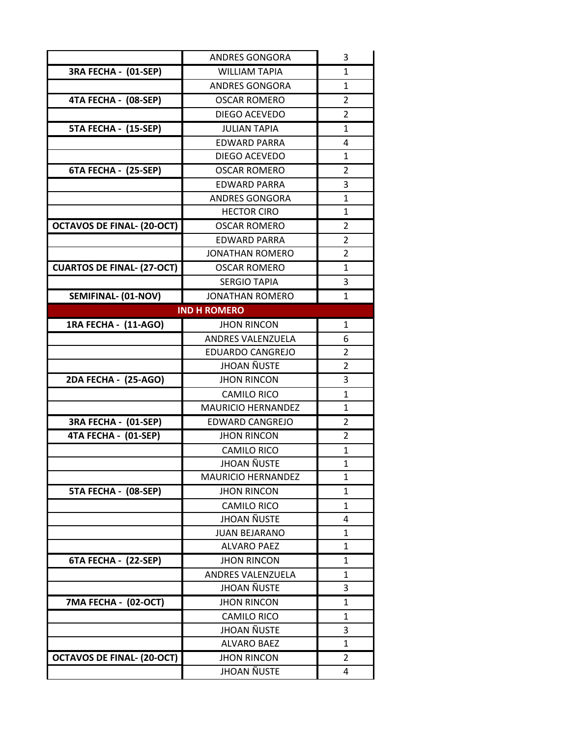| | | |
|---|---|---|
| | ANDRES GONGORA | 3 |
| 3RA FECHA - (01-SEP) | WILLIAM TAPIA | 1 |
| | ANDRES GONGORA | 1 |
| 4TA FECHA - (08-SEP) | OSCAR ROMERO | 2 |
| | DIEGO ACEVEDO | 2 |
| 5TA FECHA - (15-SEP) | JULIAN TAPIA | 1 |
| | EDWARD PARRA | 4 |
| | DIEGO ACEVEDO | 1 |
| 6TA FECHA - (25-SEP) | OSCAR ROMERO | 2 |
| | EDWARD PARRA | 3 |
| | ANDRES GONGORA | 1 |
| | HECTOR CIRO | 1 |
| OCTAVOS DE FINAL- (20-OCT) | OSCAR ROMERO | 2 |
| | EDWARD PARRA | 2 |
| | JONATHAN ROMERO | 2 |
| CUARTOS DE FINAL- (27-OCT) | OSCAR ROMERO | 1 |
| | SERGIO TAPIA | 3 |
| SEMIFINAL- (01-NOV) | JONATHAN ROMERO | 1 |
| **IND H ROMERO** | | |
| 1RA FECHA - (11-AGO) | JHON RINCON | 1 |
| | ANDRES VALENZUELA | 6 |
| | EDUARDO CANGREJO | 2 |
| | JHOAN ÑUSTE | 2 |
| 2DA FECHA - (25-AGO) | JHON RINCON | 3 |
| | CAMILO RICO | 1 |
| | MAURICIO HERNANDEZ | 1 |
| 3RA FECHA - (01-SEP) | EDWARD CANGREJO | 2 |
| 4TA FECHA - (01-SEP) | JHON RINCON | 2 |
| | CAMILO RICO | 1 |
| | JHOAN ÑUSTE | 1 |
| | MAURICIO HERNANDEZ | 1 |
| 5TA FECHA - (08-SEP) | JHON RINCON | 1 |
| | CAMILO RICO | 1 |
| | JHOAN ÑUSTE | 4 |
| | JUAN BEJARANO | 1 |
| | ALVARO PAEZ | 1 |
| 6TA FECHA - (22-SEP) | JHON RINCON | 1 |
| | ANDRES VALENZUELA | 1 |
| | JHOAN ÑUSTE | 3 |
| 7MA FECHA - (02-OCT) | JHON RINCON | 1 |
| | CAMILO RICO | 1 |
| | JHOAN ÑUSTE | 3 |
| | ALVARO BAEZ | 1 |
| OCTAVOS DE FINAL- (20-OCT) | JHON RINCON | 2 |
| | JHOAN ÑUSTE | 4 |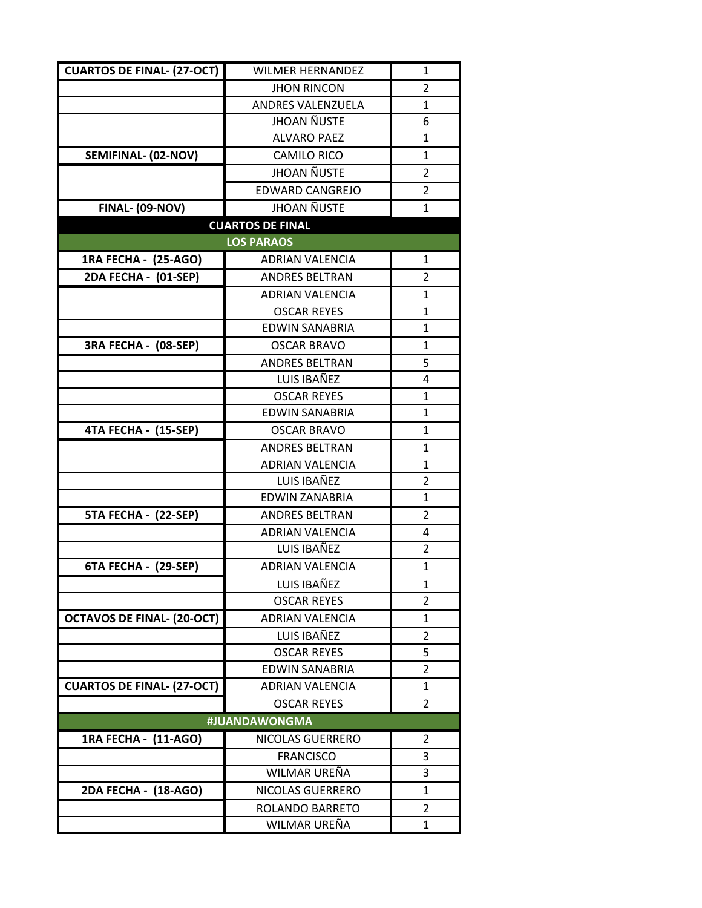| | | |
|---|---|---|
| **CUARTOS DE FINAL- (27-OCT)** | WILMER HERNANDEZ | 1 |
| | JHON RINCON | 2 |
| | ANDRES VALENZUELA | 1 |
| | JHOAN ÑUSTE | 6 |
| | ALVARO PAEZ | 1 |
| **SEMIFINAL- (02-NOV)** | CAMILO RICO | 1 |
| | JHOAN ÑUSTE | 2 |
| | EDWARD CANGREJO | 2 |
| **FINAL- (09-NOV)** | JHOAN ÑUSTE | 1 |
| **CUARTOS DE FINAL** | | |
| **LOS PARAOS** | | |
| **1RA FECHA - (25-AGO)** | ADRIAN VALENCIA | 1 |
| **2DA FECHA - (01-SEP)** | ANDRES BELTRAN | 2 |
| | ADRIAN VALENCIA | 1 |
| | OSCAR REYES | 1 |
| | EDWIN SANABRIA | 1 |
| **3RA FECHA - (08-SEP)** | OSCAR BRAVO | 1 |
| | ANDRES BELTRAN | 5 |
| | LUIS IBAÑEZ | 4 |
| | OSCAR REYES | 1 |
| | EDWIN SANABRIA | 1 |
| **4TA FECHA - (15-SEP)** | OSCAR BRAVO | 1 |
| | ANDRES BELTRAN | 1 |
| | ADRIAN VALENCIA | 1 |
| | LUIS IBAÑEZ | 2 |
| | EDWIN ZANABRIA | 1 |
| **5TA FECHA - (22-SEP)** | ANDRES BELTRAN | 2 |
| | ADRIAN VALENCIA | 4 |
| | LUIS IBAÑEZ | 2 |
| **6TA FECHA - (29-SEP)** | ADRIAN VALENCIA | 1 |
| | LUIS IBAÑEZ | 1 |
| | OSCAR REYES | 2 |
| **OCTAVOS DE FINAL- (20-OCT)** | ADRIAN VALENCIA | 1 |
| | LUIS IBAÑEZ | 2 |
| | OSCAR REYES | 5 |
| | EDWIN SANABRIA | 2 |
| **CUARTOS DE FINAL- (27-OCT)** | ADRIAN VALENCIA | 1 |
| | OSCAR REYES | 2 |
| **#JUANDAWONGMA** | | |
| **1RA FECHA - (11-AGO)** | NICOLAS GUERRERO | 2 |
| | FRANCISCO | 3 |
| | WILMAR UREÑA | 3 |
| **2DA FECHA - (18-AGO)** | NICOLAS GUERRERO | 1 |
| | ROLANDO BARRETO | 2 |
| | WILMAR UREÑA | 1 |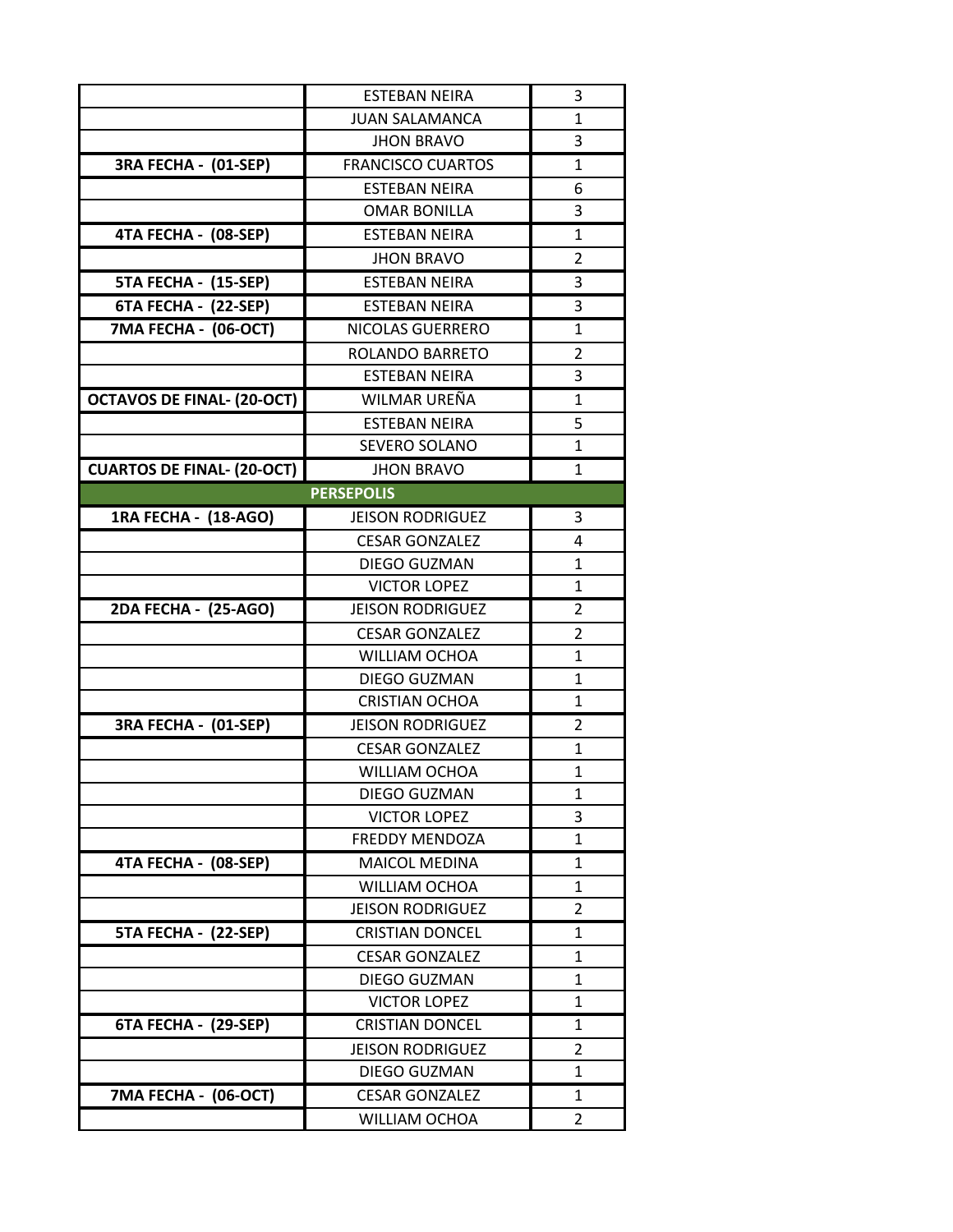| | | |
|---|---|---|
| | ESTEBAN NEIRA | 3 |
| | JUAN SALAMANCA | 1 |
| | JHON BRAVO | 3 |
| **3RA FECHA - (01-SEP)** | FRANCISCO CUARTOS | 1 |
| | ESTEBAN NEIRA | 6 |
| | OMAR BONILLA | 3 |
| **4TA FECHA - (08-SEP)** | ESTEBAN NEIRA | 1 |
| | JHON BRAVO | 2 |
| **5TA FECHA - (15-SEP)** | ESTEBAN NEIRA | 3 |
| **6TA FECHA - (22-SEP)** | ESTEBAN NEIRA | 3 |
| **7MA FECHA - (06-OCT)** | NICOLAS GUERRERO | 1 |
| | ROLANDO BARRETO | 2 |
| | ESTEBAN NEIRA | 3 |
| **OCTAVOS DE FINAL- (20-OCT)** | WILMAR UREÑA | 1 |
| | ESTEBAN NEIRA | 5 |
| | SEVERO SOLANO | 1 |
| **CUARTOS DE FINAL- (20-OCT)** | JHON BRAVO | 1 |
| **PERSEPOLIS** | | |
| **1RA FECHA - (18-AGO)** | JEISON RODRIGUEZ | 3 |
| | CESAR GONZALEZ | 4 |
| | DIEGO GUZMAN | 1 |
| | VICTOR LOPEZ | 1 |
| **2DA FECHA - (25-AGO)** | JEISON RODRIGUEZ | 2 |
| | CESAR GONZALEZ | 2 |
| | WILLIAM OCHOA | 1 |
| | DIEGO GUZMAN | 1 |
| | CRISTIAN OCHOA | 1 |
| **3RA FECHA - (01-SEP)** | JEISON RODRIGUEZ | 2 |
| | CESAR GONZALEZ | 1 |
| | WILLIAM OCHOA | 1 |
| | DIEGO GUZMAN | 1 |
| | VICTOR LOPEZ | 3 |
| | FREDDY MENDOZA | 1 |
| **4TA FECHA - (08-SEP)** | MAICOL MEDINA | 1 |
| | WILLIAM OCHOA | 1 |
| | JEISON RODRIGUEZ | 2 |
| **5TA FECHA - (22-SEP)** | CRISTIAN DONCEL | 1 |
| | CESAR GONZALEZ | 1 |
| | DIEGO GUZMAN | 1 |
| | VICTOR LOPEZ | 1 |
| **6TA FECHA - (29-SEP)** | CRISTIAN DONCEL | 1 |
| | JEISON RODRIGUEZ | 2 |
| | DIEGO GUZMAN | 1 |
| **7MA FECHA - (06-OCT)** | CESAR GONZALEZ | 1 |
| | WILLIAM OCHOA | 2 |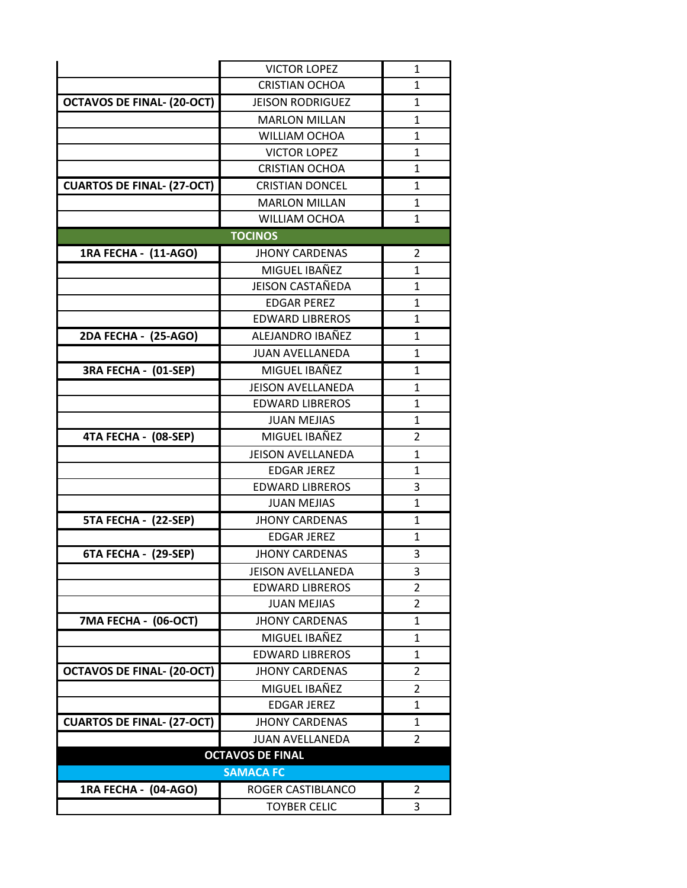| | | |
|---|---|---|
| | VICTOR LOPEZ | 1 |
| | CRISTIAN OCHOA | 1 |
| **OCTAVOS DE FINAL- (20-OCT)** | JEISON RODRIGUEZ | 1 |
| | MARLON MILLAN | 1 |
| | WILLIAM OCHOA | 1 |
| | VICTOR LOPEZ | 1 |
| | CRISTIAN OCHOA | 1 |
| **CUARTOS DE FINAL- (27-OCT)** | CRISTIAN DONCEL | 1 |
| | MARLON MILLAN | 1 |
| | WILLIAM OCHOA | 1 |
| | **TOCINOS** | |
| **1RA FECHA - (11-AGO)** | JHONY CARDENAS | 2 |
| | MIGUEL IBAÑEZ | 1 |
| | JEISON CASTAÑEDA | 1 |
| | EDGAR PEREZ | 1 |
| | EDWARD LIBREROS | 1 |
| **2DA FECHA - (25-AGO)** | ALEJANDRO IBAÑEZ | 1 |
| | JUAN AVELLANEDA | 1 |
| **3RA FECHA - (01-SEP)** | MIGUEL IBAÑEZ | 1 |
| | JEISON AVELLANEDA | 1 |
| | EDWARD LIBREROS | 1 |
| | JUAN MEJIAS | 1 |
| **4TA FECHA - (08-SEP)** | MIGUEL IBAÑEZ | 2 |
| | JEISON AVELLANEDA | 1 |
| | EDGAR JEREZ | 1 |
| | EDWARD LIBREROS | 3 |
| | JUAN MEJIAS | 1 |
| **5TA FECHA - (22-SEP)** | JHONY CARDENAS | 1 |
| | EDGAR JEREZ | 1 |
| **6TA FECHA - (29-SEP)** | JHONY CARDENAS | 3 |
| | JEISON AVELLANEDA | 3 |
| | EDWARD LIBREROS | 2 |
| | JUAN MEJIAS | 2 |
| **7MA FECHA - (06-OCT)** | JHONY CARDENAS | 1 |
| | MIGUEL IBAÑEZ | 1 |
| | EDWARD LIBREROS | 1 |
| **OCTAVOS DE FINAL- (20-OCT)** | JHONY CARDENAS | 2 |
| | MIGUEL IBAÑEZ | 2 |
| | EDGAR JEREZ | 1 |
| **CUARTOS DE FINAL- (27-OCT)** | JHONY CARDENAS | 1 |
| | JUAN AVELLANEDA | 2 |
| | **OCTAVOS DE FINAL** | |
| | **SAMACA FC** | |
| **1RA FECHA - (04-AGO)** | ROGER CASTIBLANCO | 2 |
| | TOYBER CELIC | 3 |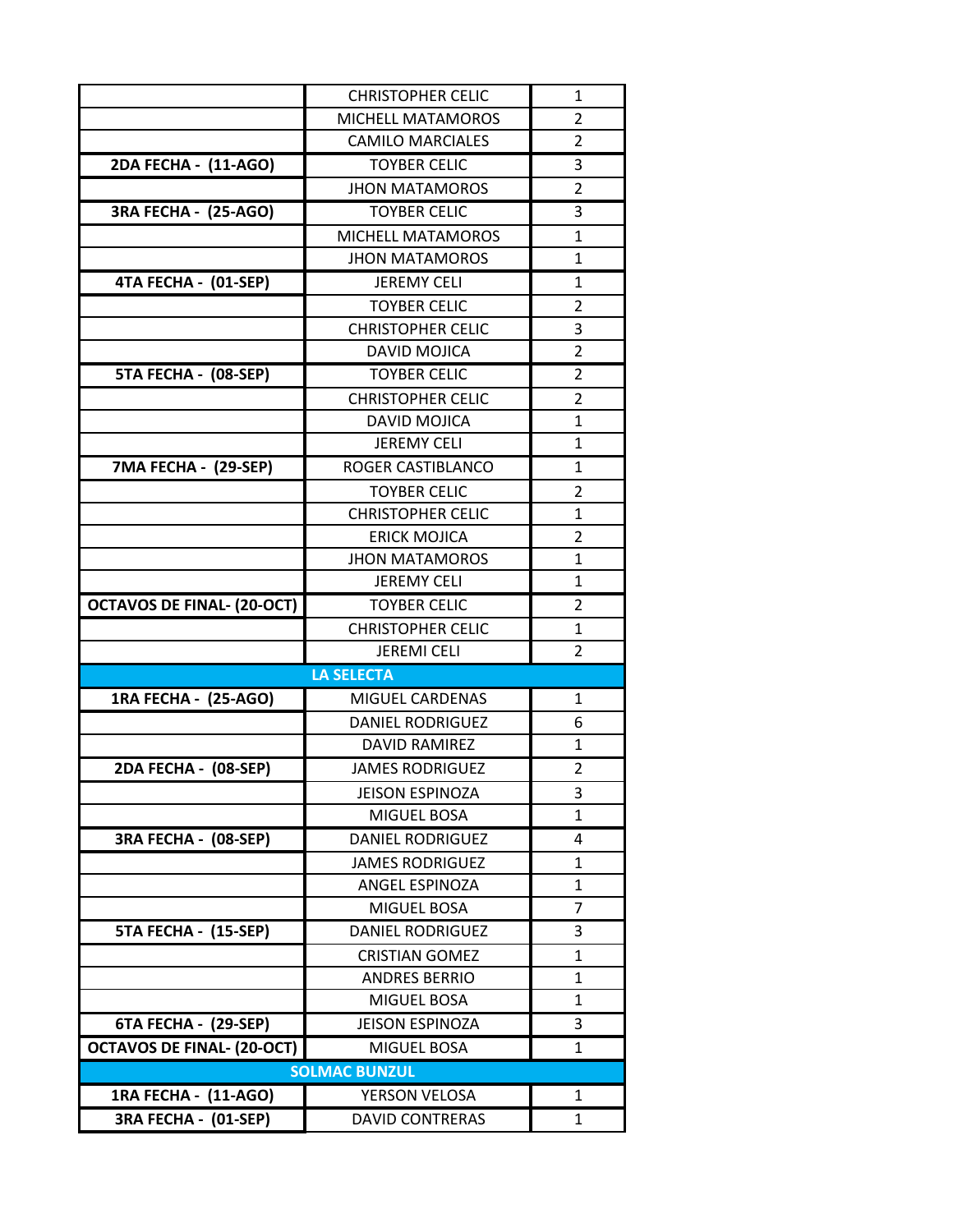| | | |
|---|---|---|
| | CHRISTOPHER CELIC | 1 |
| | MICHELL MATAMOROS | 2 |
| | CAMILO MARCIALES | 2 |
| **2DA FECHA - (11-AGO)** | TOYBER CELIC | 3 |
| | JHON MATAMOROS | 2 |
| **3RA FECHA - (25-AGO)** | TOYBER CELIC | 3 |
| | MICHELL MATAMOROS | 1 |
| | JHON MATAMOROS | 1 |
| **4TA FECHA - (01-SEP)** | JEREMY CELI | 1 |
| | TOYBER CELIC | 2 |
| | CHRISTOPHER CELIC | 3 |
| | DAVID MOJICA | 2 |
| **5TA FECHA - (08-SEP)** | TOYBER CELIC | 2 |
| | CHRISTOPHER CELIC | 2 |
| | DAVID MOJICA | 1 |
| | JEREMY CELI | 1 |
| **7MA FECHA - (29-SEP)** | ROGER CASTIBLANCO | 1 |
| | TOYBER CELIC | 2 |
| | CHRISTOPHER CELIC | 1 |
| | ERICK MOJICA | 2 |
| | JHON MATAMOROS | 1 |
| | JEREMY CELI | 1 |
| **OCTAVOS DE FINAL- (20-OCT)** | TOYBER CELIC | 2 |
| | CHRISTOPHER CELIC | 1 |
| | JEREMI CELI | 2 |
| **LA SELECTA** | | |
| **1RA FECHA - (25-AGO)** | MIGUEL CARDENAS | 1 |
| | DANIEL RODRIGUEZ | 6 |
| | DAVID RAMIREZ | 1 |
| **2DA FECHA - (08-SEP)** | JAMES RODRIGUEZ | 2 |
| | JEISON ESPINOZA | 3 |
| | MIGUEL BOSA | 1 |
| **3RA FECHA - (08-SEP)** | DANIEL RODRIGUEZ | 4 |
| | JAMES RODRIGUEZ | 1 |
| | ANGEL ESPINOZA | 1 |
| | MIGUEL BOSA | 7 |
| **5TA FECHA - (15-SEP)** | DANIEL RODRIGUEZ | 3 |
| | CRISTIAN GOMEZ | 1 |
| | ANDRES BERRIO | 1 |
| | MIGUEL BOSA | 1 |
| **6TA FECHA - (29-SEP)** | JEISON ESPINOZA | 3 |
| **OCTAVOS DE FINAL- (20-OCT)** | MIGUEL BOSA | 1 |
| **SOLMAC BUNZUL** | | |
| **1RA FECHA - (11-AGO)** | YERSON VELOSA | 1 |
| **3RA FECHA - (01-SEP)** | DAVID CONTRERAS | 1 |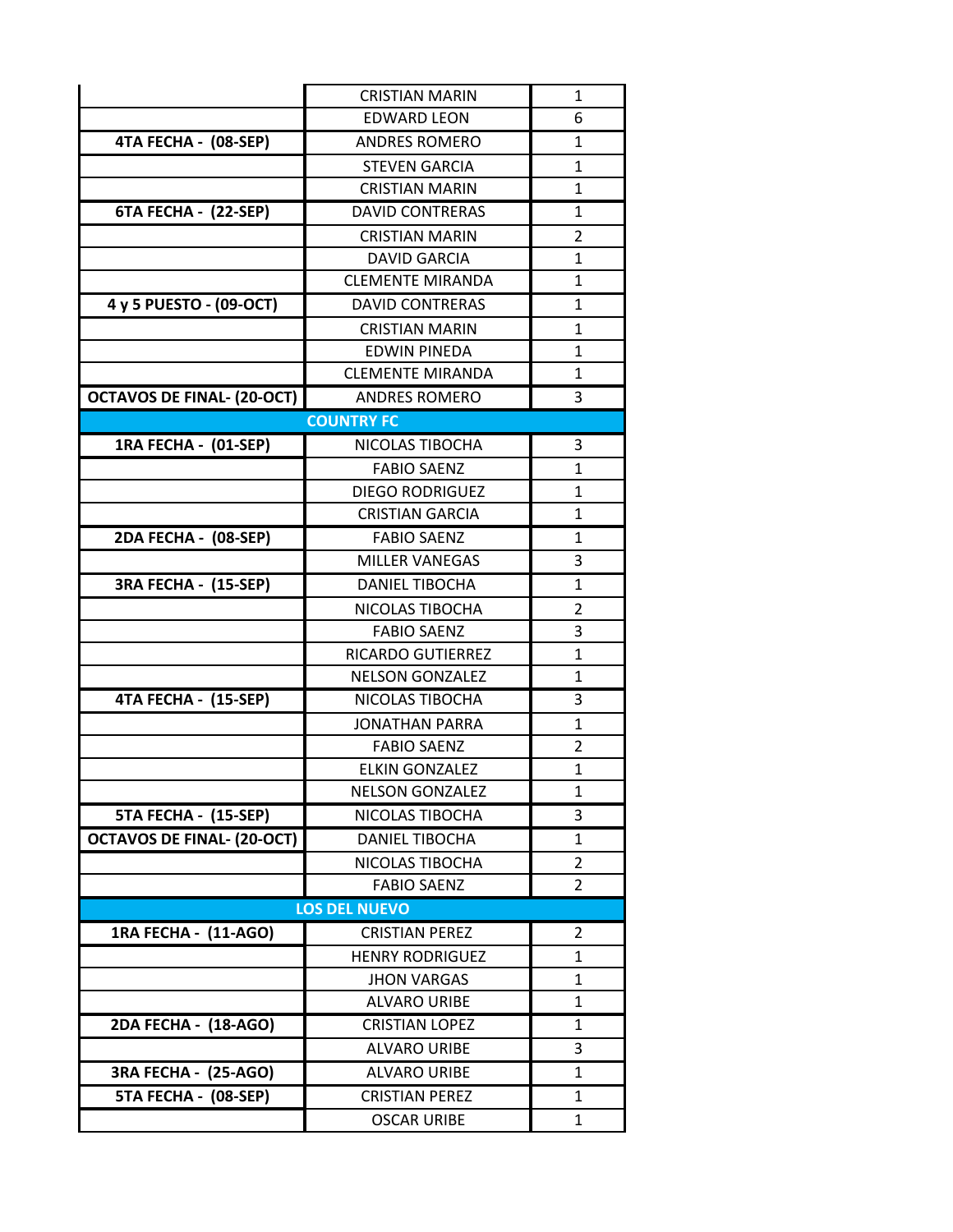| | | |
|---|---|---|
| | CRISTIAN MARIN | 1 |
| | EDWARD LEON | 6 |
| **4TA FECHA - (08-SEP)** | ANDRES ROMERO | 1 |
| | STEVEN GARCIA | 1 |
| | CRISTIAN MARIN | 1 |
| **6TA FECHA - (22-SEP)** | DAVID CONTRERAS | 1 |
| | CRISTIAN MARIN | 2 |
| | DAVID GARCIA | 1 |
| | CLEMENTE MIRANDA | 1 |
| **4 y 5 PUESTO - (09-OCT)** | DAVID CONTRERAS | 1 |
| | CRISTIAN MARIN | 1 |
| | EDWIN PINEDA | 1 |
| | CLEMENTE MIRANDA | 1 |
| **OCTAVOS DE FINAL- (20-OCT)** | ANDRES ROMERO | 3 |
| **COUNTRY FC** | | |
| **1RA FECHA - (01-SEP)** | NICOLAS TIBOCHA | 3 |
| | FABIO SAENZ | 1 |
| | DIEGO RODRIGUEZ | 1 |
| | CRISTIAN GARCIA | 1 |
| **2DA FECHA - (08-SEP)** | FABIO SAENZ | 1 |
| | MILLER VANEGAS | 3 |
| **3RA FECHA - (15-SEP)** | DANIEL TIBOCHA | 1 |
| | NICOLAS TIBOCHA | 2 |
| | FABIO SAENZ | 3 |
| | RICARDO GUTIERREZ | 1 |
| | NELSON GONZALEZ | 1 |
| **4TA FECHA - (15-SEP)** | NICOLAS TIBOCHA | 3 |
| | JONATHAN PARRA | 1 |
| | FABIO SAENZ | 2 |
| | ELKIN GONZALEZ | 1 |
| | NELSON GONZALEZ | 1 |
| **5TA FECHA - (15-SEP)** | NICOLAS TIBOCHA | 3 |
| **OCTAVOS DE FINAL- (20-OCT)** | DANIEL TIBOCHA | 1 |
| | NICOLAS TIBOCHA | 2 |
| | FABIO SAENZ | 2 |
| **LOS DEL NUEVO** | | |
| **1RA FECHA - (11-AGO)** | CRISTIAN PEREZ | 2 |
| | HENRY RODRIGUEZ | 1 |
| | JHON VARGAS | 1 |
| | ALVARO URIBE | 1 |
| **2DA FECHA - (18-AGO)** | CRISTIAN LOPEZ | 1 |
| | ALVARO URIBE | 3 |
| **3RA FECHA - (25-AGO)** | ALVARO URIBE | 1 |
| **5TA FECHA - (08-SEP)** | CRISTIAN PEREZ | 1 |
| | OSCAR URIBE | 1 |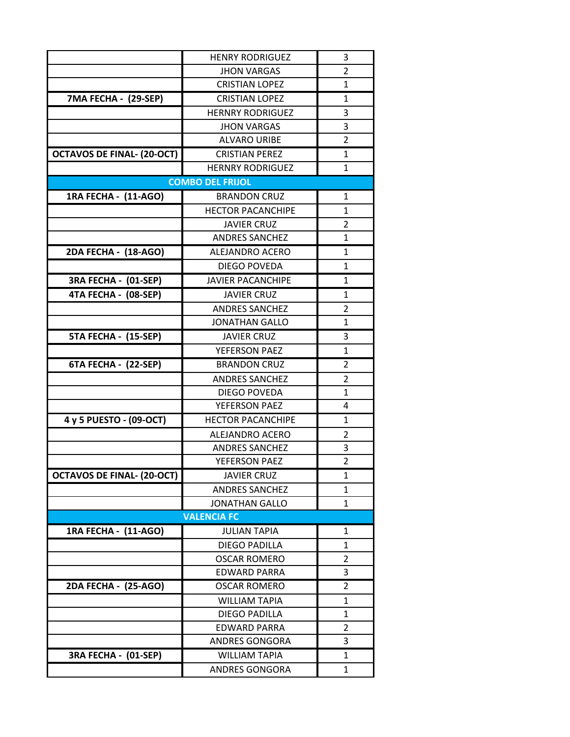| | | |
|---|---|---|
| | HENRY RODRIGUEZ | 3 |
| | JHON VARGAS | 2 |
| | CRISTIAN LOPEZ | 1 |
| **7MA FECHA - (29-SEP)** | CRISTIAN LOPEZ | 1 |
| | HERNRY RODRIGUEZ | 3 |
| | JHON VARGAS | 3 |
| | ALVARO URIBE | 2 |
| **OCTAVOS DE FINAL- (20-OCT)** | CRISTIAN PEREZ | 1 |
| | HERNRY RODRIGUEZ | 1 |
| **COMBO DEL FRIJOL** | | |
| **1RA FECHA - (11-AGO)** | BRANDON CRUZ | 1 |
| | HECTOR PACANCHIPE | 1 |
| | JAVIER CRUZ | 2 |
| | ANDRES SANCHEZ | 1 |
| **2DA FECHA - (18-AGO)** | ALEJANDRO ACERO | 1 |
| | DIEGO POVEDA | 1 |
| **3RA FECHA - (01-SEP)** | JAVIER PACANCHIPE | 1 |
| **4TA FECHA - (08-SEP)** | JAVIER CRUZ | 1 |
| | ANDRES SANCHEZ | 2 |
| | JONATHAN GALLO | 1 |
| **5TA FECHA - (15-SEP)** | JAVIER CRUZ | 3 |
| | YEFERSON PAEZ | 1 |
| **6TA FECHA - (22-SEP)** | BRANDON CRUZ | 2 |
| | ANDRES SANCHEZ | 2 |
| | DIEGO POVEDA | 1 |
| | YEFERSON PAEZ | 4 |
| **4 y 5 PUESTO - (09-OCT)** | HECTOR PACANCHIPE | 1 |
| | ALEJANDRO ACERO | 2 |
| | ANDRES SANCHEZ | 3 |
| | YEFERSON PAEZ | 2 |
| **OCTAVOS DE FINAL- (20-OCT)** | JAVIER CRUZ | 1 |
| | ANDRES SANCHEZ | 1 |
| | JONATHAN GALLO | 1 |
| **VALENCIA FC** | | |
| **1RA FECHA - (11-AGO)** | JULIAN TAPIA | 1 |
| | DIEGO PADILLA | 1 |
| | OSCAR ROMERO | 2 |
| | EDWARD PARRA | 3 |
| **2DA FECHA - (25-AGO)** | OSCAR ROMERO | 2 |
| | WILLIAM TAPIA | 1 |
| | DIEGO PADILLA | 1 |
| | EDWARD PARRA | 2 |
| | ANDRES GONGORA | 3 |
| **3RA FECHA - (01-SEP)** | WILLIAM TAPIA | 1 |
| | ANDRES GONGORA | 1 |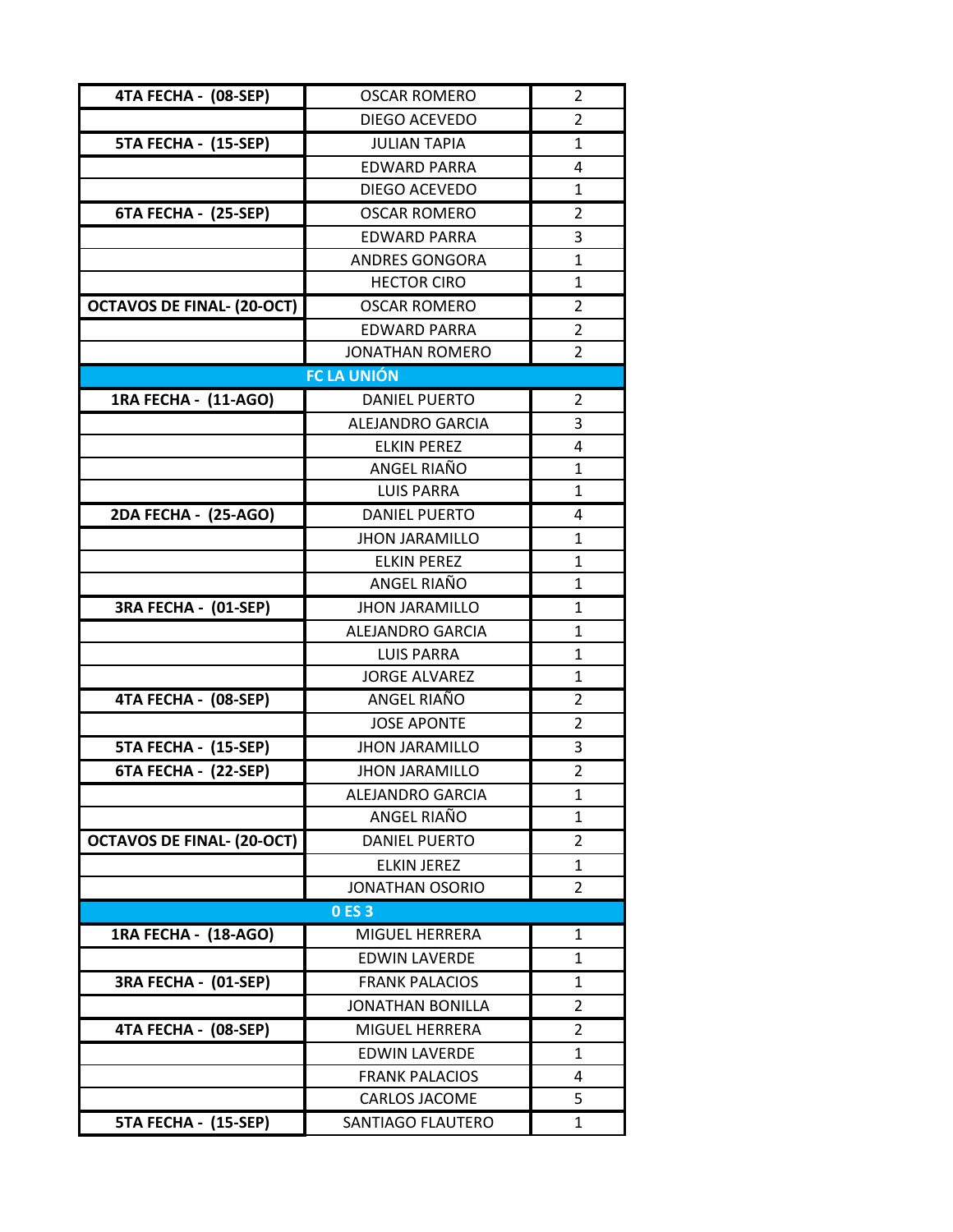| | | |
|---|---|---|
| 4TA FECHA - (08-SEP) | OSCAR ROMERO | 2 |
| | DIEGO ACEVEDO | 2 |
| 5TA FECHA - (15-SEP) | JULIAN TAPIA | 1 |
| | EDWARD PARRA | 4 |
| | DIEGO ACEVEDO | 1 |
| 6TA FECHA - (25-SEP) | OSCAR ROMERO | 2 |
| | EDWARD PARRA | 3 |
| | ANDRES GONGORA | 1 |
| | HECTOR CIRO | 1 |
| OCTAVOS DE FINAL- (20-OCT) | OSCAR ROMERO | 2 |
| | EDWARD PARRA | 2 |
| | JONATHAN ROMERO | 2 |
| **FC LA UNIÓN** | | |
| 1RA FECHA - (11-AGO) | DANIEL PUERTO | 2 |
| | ALEJANDRO GARCIA | 3 |
| | ELKIN PEREZ | 4 |
| | ANGEL RIAÑO | 1 |
| | LUIS PARRA | 1 |
| 2DA FECHA - (25-AGO) | DANIEL PUERTO | 4 |
| | JHON JARAMILLO | 1 |
| | ELKIN PEREZ | 1 |
| | ANGEL RIAÑO | 1 |
| 3RA FECHA - (01-SEP) | JHON JARAMILLO | 1 |
| | ALEJANDRO GARCIA | 1 |
| | LUIS PARRA | 1 |
| | JORGE ALVAREZ | 1 |
| 4TA FECHA - (08-SEP) | ANGEL RIAÑO | 2 |
| | JOSE APONTE | 2 |
| 5TA FECHA - (15-SEP) | JHON JARAMILLO | 3 |
| 6TA FECHA - (22-SEP) | JHON JARAMILLO | 2 |
| | ALEJANDRO GARCIA | 1 |
| | ANGEL RIAÑO | 1 |
| OCTAVOS DE FINAL- (20-OCT) | DANIEL PUERTO | 2 |
| | ELKIN JEREZ | 1 |
| | JONATHAN OSORIO | 2 |
| **0 ES 3** | | |
| 1RA FECHA - (18-AGO) | MIGUEL HERRERA | 1 |
| | EDWIN LAVERDE | 1 |
| 3RA FECHA - (01-SEP) | FRANK PALACIOS | 1 |
| | JONATHAN BONILLA | 2 |
| 4TA FECHA - (08-SEP) | MIGUEL HERRERA | 2 |
| | EDWIN LAVERDE | 1 |
| | FRANK PALACIOS | 4 |
| | CARLOS JACOME | 5 |
| 5TA FECHA - (15-SEP) | SANTIAGO FLAUTERO | 1 |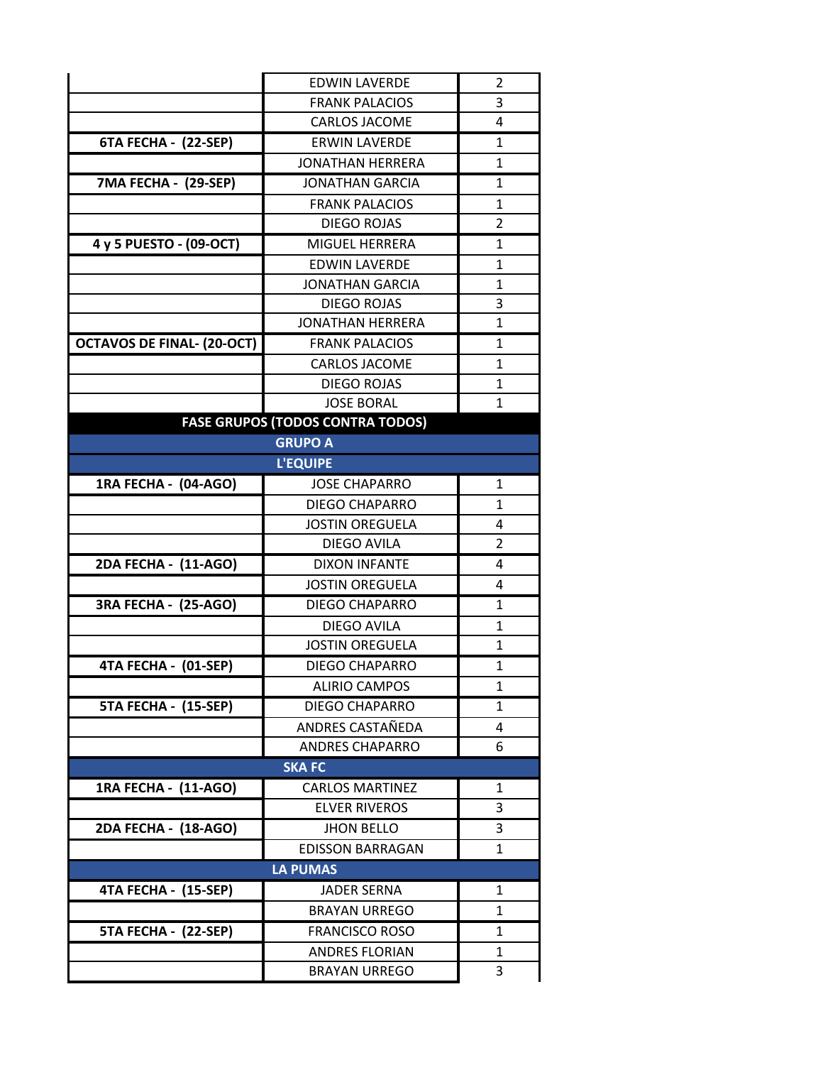| | | |
|---|---|---|
| | EDWIN LAVERDE | 2 |
| | FRANK PALACIOS | 3 |
| | CARLOS JACOME | 4 |
| **6TA FECHA - (22-SEP)** | ERWIN LAVERDE | 1 |
| | JONATHAN HERRERA | 1 |
| **7MA FECHA - (29-SEP)** | JONATHAN GARCIA | 1 |
| | FRANK PALACIOS | 1 |
| | DIEGO ROJAS | 2 |
| **4 y 5 PUESTO - (09-OCT)** | MIGUEL HERRERA | 1 |
| | EDWIN LAVERDE | 1 |
| | JONATHAN GARCIA | 1 |
| | DIEGO ROJAS | 3 |
| | JONATHAN HERRERA | 1 |
| **OCTAVOS DE FINAL- (20-OCT)** | FRANK PALACIOS | 1 |
| | CARLOS JACOME | 1 |
| | DIEGO ROJAS | 1 |
| | JOSE BORAL | 1 |
| **FASE GRUPOS (TODOS CONTRA TODOS)** | | |
| **GRUPO A** | | |
| **L'EQUIPE** | | |
| **1RA FECHA - (04-AGO)** | JOSE CHAPARRO | 1 |
| | DIEGO CHAPARRO | 1 |
| | JOSTIN OREGUELA | 4 |
| | DIEGO AVILA | 2 |
| **2DA FECHA - (11-AGO)** | DIXON INFANTE | 4 |
| | JOSTIN OREGUELA | 4 |
| **3RA FECHA - (25-AGO)** | DIEGO CHAPARRO | 1 |
| | DIEGO AVILA | 1 |
| | JOSTIN OREGUELA | 1 |
| **4TA FECHA - (01-SEP)** | DIEGO CHAPARRO | 1 |
| | ALIRIO CAMPOS | 1 |
| **5TA FECHA - (15-SEP)** | DIEGO CHAPARRO | 1 |
| | ANDRES CASTAÑEDA | 4 |
| | ANDRES CHAPARRO | 6 |
| **SKA FC** | | |
| **1RA FECHA - (11-AGO)** | CARLOS MARTINEZ | 1 |
| | ELVER RIVEROS | 3 |
| **2DA FECHA - (18-AGO)** | JHON BELLO | 3 |
| | EDISSON BARRAGAN | 1 |
| **LA PUMAS** | | |
| **4TA FECHA - (15-SEP)** | JADER SERNA | 1 |
| | BRAYAN URREGO | 1 |
| **5TA FECHA - (22-SEP)** | FRANCISCO ROSO | 1 |
| | ANDRES FLORIAN | 1 |
| | BRAYAN URREGO | 3 |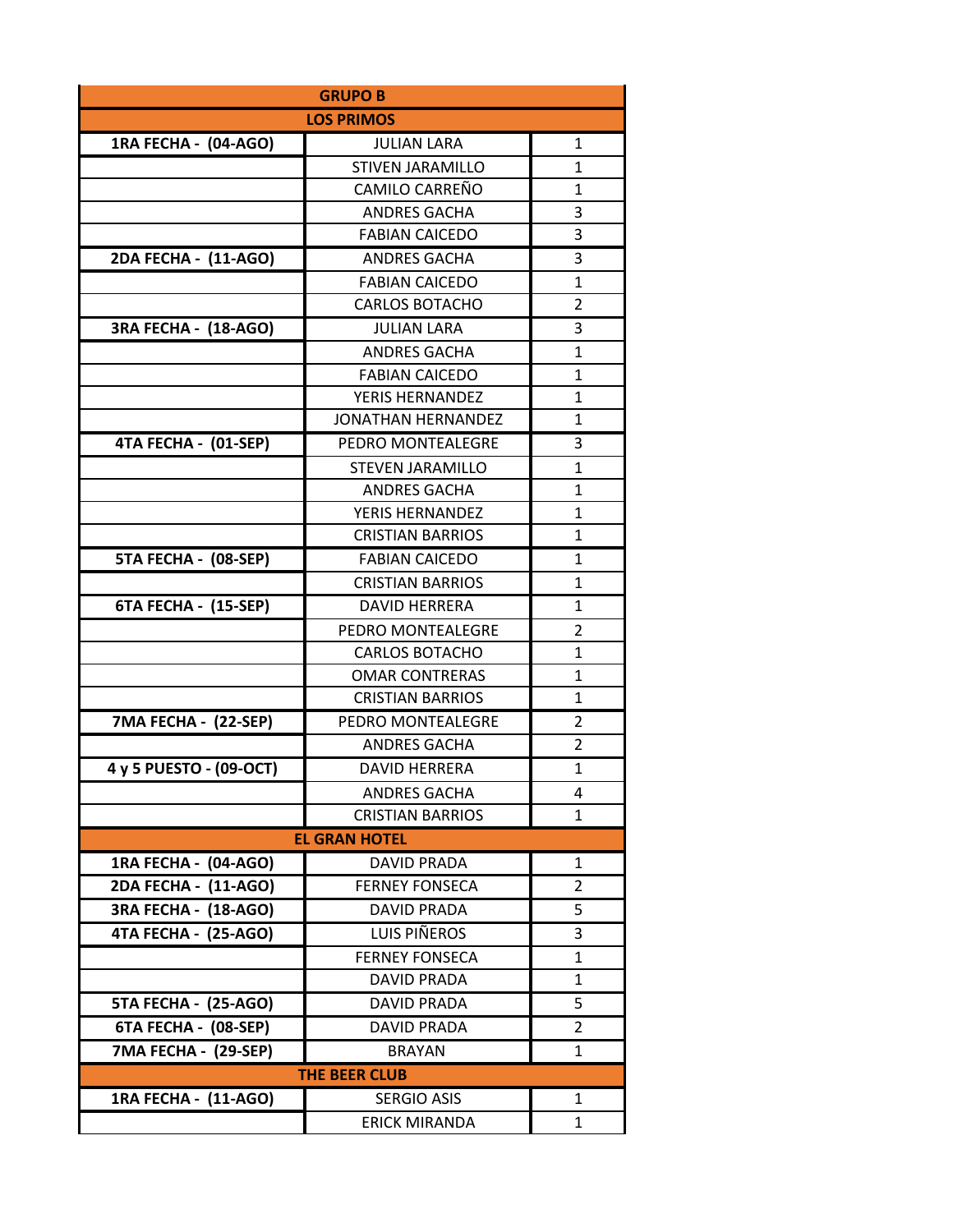| GRUPO B | | |
|---|---|---|
| **LOS PRIMOS** | | |
| **1RA FECHA - (04-AGO)** | JULIAN LARA | 1 |
| | STIVEN JARAMILLO | 1 |
| | CAMILO CARREÑO | 1 |
| | ANDRES GACHA | 3 |
| | FABIAN CAICEDO | 3 |
| **2DA FECHA - (11-AGO)** | ANDRES GACHA | 3 |
| | FABIAN CAICEDO | 1 |
| | CARLOS BOTACHO | 2 |
| **3RA FECHA - (18-AGO)** | JULIAN LARA | 3 |
| | ANDRES GACHA | 1 |
| | FABIAN CAICEDO | 1 |
| | YERIS HERNANDEZ | 1 |
| | JONATHAN HERNANDEZ | 1 |
| **4TA FECHA - (01-SEP)** | PEDRO MONTEALEGRE | 3 |
| | STEVEN JARAMILLO | 1 |
| | ANDRES GACHA | 1 |
| | YERIS HERNANDEZ | 1 |
| | CRISTIAN BARRIOS | 1 |
| **5TA FECHA - (08-SEP)** | FABIAN CAICEDO | 1 |
| | CRISTIAN BARRIOS | 1 |
| **6TA FECHA - (15-SEP)** | DAVID HERRERA | 1 |
| | PEDRO MONTEALEGRE | 2 |
| | CARLOS BOTACHO | 1 |
| | OMAR CONTRERAS | 1 |
| | CRISTIAN BARRIOS | 1 |
| **7MA FECHA - (22-SEP)** | PEDRO MONTEALEGRE | 2 |
| | ANDRES GACHA | 2 |
| **4 y 5 PUESTO - (09-OCT)** | DAVID HERRERA | 1 |
| | ANDRES GACHA | 4 |
| | CRISTIAN BARRIOS | 1 |
| **EL GRAN HOTEL** | | |
| **1RA FECHA - (04-AGO)** | DAVID PRADA | 1 |
| **2DA FECHA - (11-AGO)** | FERNEY FONSECA | 2 |
| **3RA FECHA - (18-AGO)** | DAVID PRADA | 5 |
| **4TA FECHA - (25-AGO)** | LUIS PIÑEROS | 3 |
| | FERNEY FONSECA | 1 |
| | DAVID PRADA | 1 |
| **5TA FECHA - (25-AGO)** | DAVID PRADA | 5 |
| **6TA FECHA - (08-SEP)** | DAVID PRADA | 2 |
| **7MA FECHA - (29-SEP)** | BRAYAN | 1 |
| **THE BEER CLUB** | | |
| **1RA FECHA - (11-AGO)** | SERGIO ASIS | 1 |
| | ERICK MIRANDA | 1 |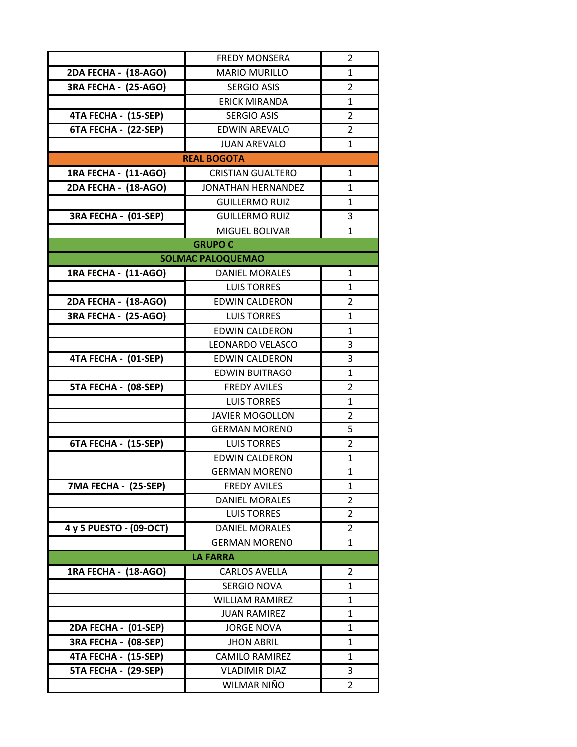| | | |
|---|---|---|
| | FREDY MONSERA | 2 |
| 2DA FECHA - (18-AGO) | MARIO MURILLO | 1 |
| 3RA FECHA - (25-AGO) | SERGIO ASIS | 2 |
| | ERICK MIRANDA | 1 |
| 4TA FECHA - (15-SEP) | SERGIO ASIS | 2 |
| 6TA FECHA - (22-SEP) | EDWIN AREVALO | 2 |
| | JUAN AREVALO | 1 |
| **REAL BOGOTA** | | |
| 1RA FECHA - (11-AGO) | CRISTIAN GUALTERO | 1 |
| 2DA FECHA - (18-AGO) | JONATHAN HERNANDEZ | 1 |
| | GUILLERMO RUIZ | 1 |
| 3RA FECHA - (01-SEP) | GUILLERMO RUIZ | 3 |
| | MIGUEL BOLIVAR | 1 |
| **GRUPO C** | | |
| **SOLMAC PALOQUEMAO** | | |
| 1RA FECHA - (11-AGO) | DANIEL MORALES | 1 |
| | LUIS TORRES | 1 |
| 2DA FECHA - (18-AGO) | EDWIN CALDERON | 2 |
| 3RA FECHA - (25-AGO) | LUIS TORRES | 1 |
| | EDWIN CALDERON | 1 |
| | LEONARDO VELASCO | 3 |
| 4TA FECHA - (01-SEP) | EDWIN CALDERON | 3 |
| | EDWIN BUITRAGO | 1 |
| 5TA FECHA - (08-SEP) | FREDY AVILES | 2 |
| | LUIS TORRES | 1 |
| | JAVIER MOGOLLON | 2 |
| | GERMAN MORENO | 5 |
| 6TA FECHA - (15-SEP) | LUIS TORRES | 2 |
| | EDWIN CALDERON | 1 |
| | GERMAN MORENO | 1 |
| 7MA FECHA - (25-SEP) | FREDY AVILES | 1 |
| | DANIEL MORALES | 2 |
| | LUIS TORRES | 2 |
| 4 y 5 PUESTO - (09-OCT) | DANIEL MORALES | 2 |
| | GERMAN MORENO | 1 |
| **LA FARRA** | | |
| 1RA FECHA - (18-AGO) | CARLOS AVELLA | 2 |
| | SERGIO NOVA | 1 |
| | WILLIAM RAMIREZ | 1 |
| | JUAN RAMIREZ | 1 |
| 2DA FECHA - (01-SEP) | JORGE NOVA | 1 |
| 3RA FECHA - (08-SEP) | JHON ABRIL | 1 |
| 4TA FECHA - (15-SEP) | CAMILO RAMIREZ | 1 |
| 5TA FECHA - (29-SEP) | VLADIMIR DIAZ | 3 |
| | WILMAR NIÑO | 2 |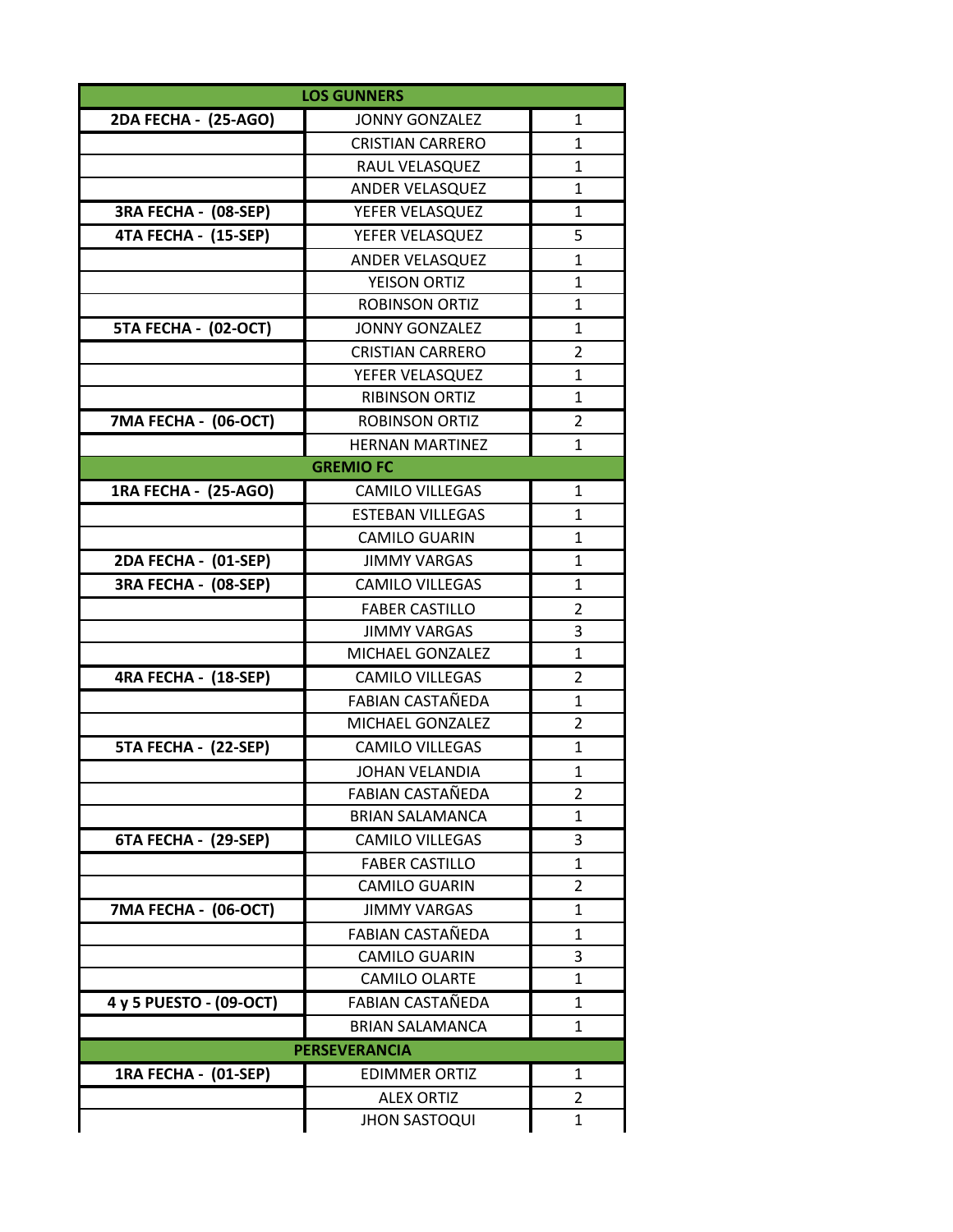| LOS GUNNERS | | |
|---|---|---|
| 2DA FECHA - (25-AGO) | JONNY GONZALEZ | 1 |
| | CRISTIAN CARRERO | 1 |
| | RAUL VELASQUEZ | 1 |
| | ANDER VELASQUEZ | 1 |
| 3RA FECHA - (08-SEP) | YEFER VELASQUEZ | 1 |
| 4TA FECHA - (15-SEP) | YEFER VELASQUEZ | 5 |
| | ANDER VELASQUEZ | 1 |
| | YEISON ORTIZ | 1 |
| | ROBINSON ORTIZ | 1 |
| 5TA FECHA - (02-OCT) | JONNY GONZALEZ | 1 |
| | CRISTIAN CARRERO | 2 |
| | YEFER VELASQUEZ | 1 |
| | RIBINSON ORTIZ | 1 |
| 7MA FECHA - (06-OCT) | ROBINSON ORTIZ | 2 |
| | HERNAN MARTINEZ | 1 |
| **GREMIO FC** | | |
| 1RA FECHA - (25-AGO) | CAMILO VILLEGAS | 1 |
| | ESTEBAN VILLEGAS | 1 |
| | CAMILO GUARIN | 1 |
| 2DA FECHA - (01-SEP) | JIMMY VARGAS | 1 |
| 3RA FECHA - (08-SEP) | CAMILO VILLEGAS | 1 |
| | FABER CASTILLO | 2 |
| | JIMMY VARGAS | 3 |
| | MICHAEL GONZALEZ | 1 |
| 4RA FECHA - (18-SEP) | CAMILO VILLEGAS | 2 |
| | FABIAN CASTAÑEDA | 1 |
| | MICHAEL GONZALEZ | 2 |
| 5TA FECHA - (22-SEP) | CAMILO VILLEGAS | 1 |
| | JOHAN VELANDIA | 1 |
| | FABIAN CASTAÑEDA | 2 |
| | BRIAN SALAMANCA | 1 |
| 6TA FECHA - (29-SEP) | CAMILO VILLEGAS | 3 |
| | FABER CASTILLO | 1 |
| | CAMILO GUARIN | 2 |
| 7MA FECHA - (06-OCT) | JIMMY VARGAS | 1 |
| | FABIAN CASTAÑEDA | 1 |
| | CAMILO GUARIN | 3 |
| | CAMILO OLARTE | 1 |
| 4 y 5 PUESTO - (09-OCT) | FABIAN CASTAÑEDA | 1 |
| | BRIAN SALAMANCA | 1 |
| **PERSEVERANCIA** | | |
| 1RA FECHA - (01-SEP) | EDIMMER ORTIZ | 1 |
| | ALEX ORTIZ | 2 |
| | JHON SASTOQUI | 1 |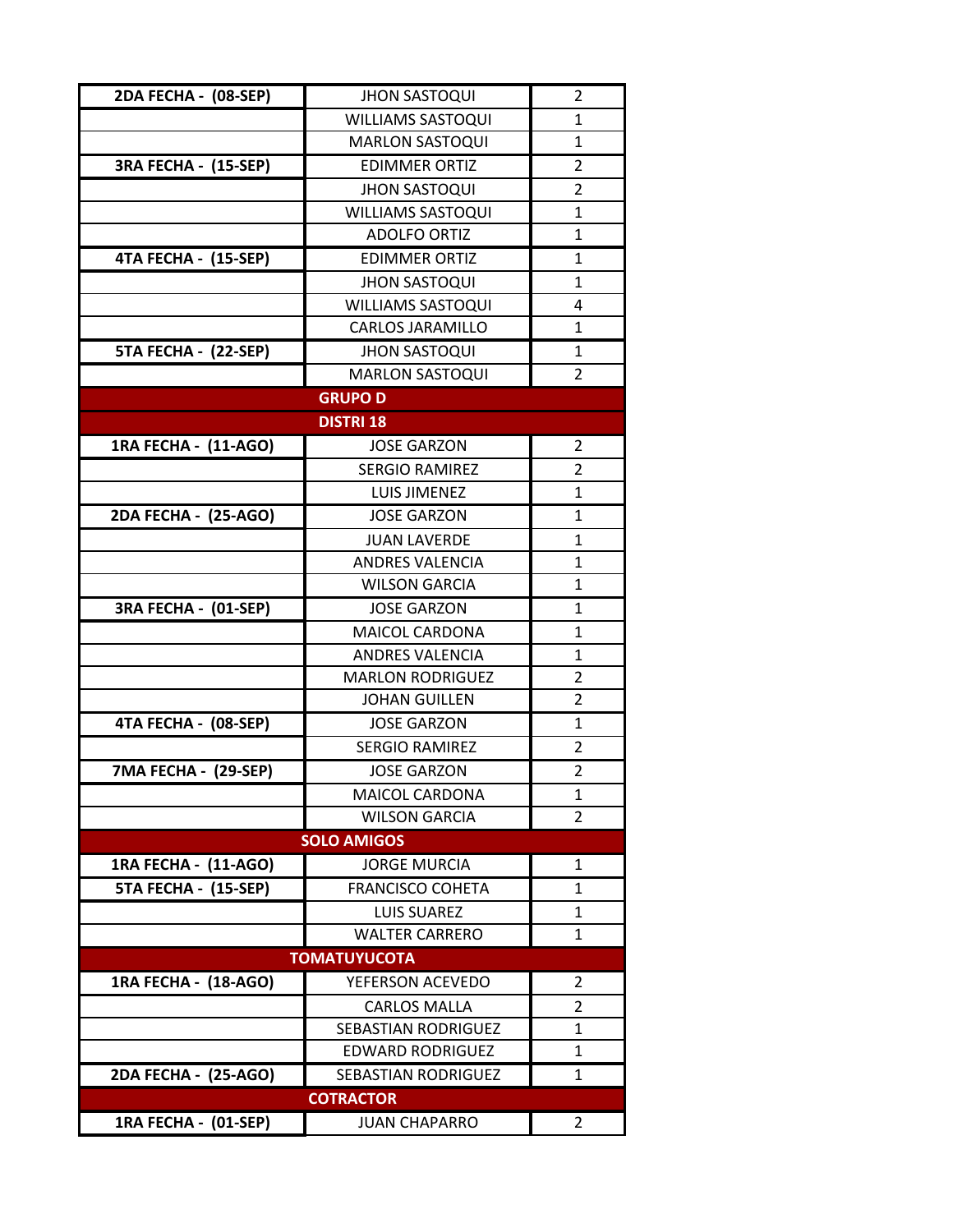| | | |
|---|---|---|
| 2DA FECHA - (08-SEP) | JHON SASTOQUI | 2 |
| | WILLIAMS SASTOQUI | 1 |
| | MARLON SASTOQUI | 1 |
| 3RA FECHA - (15-SEP) | EDIMMER ORTIZ | 2 |
| | JHON SASTOQUI | 2 |
| | WILLIAMS SASTOQUI | 1 |
| | ADOLFO ORTIZ | 1 |
| 4TA FECHA - (15-SEP) | EDIMMER ORTIZ | 1 |
| | JHON SASTOQUI | 1 |
| | WILLIAMS SASTOQUI | 4 |
| | CARLOS JARAMILLO | 1 |
| 5TA FECHA - (22-SEP) | JHON SASTOQUI | 1 |
| | MARLON SASTOQUI | 2 |
| **GRUPO D** | | |
| **DISTRI 18** | | |
| 1RA FECHA - (11-AGO) | JOSE GARZON | 2 |
| | SERGIO RAMIREZ | 2 |
| | LUIS JIMENEZ | 1 |
| 2DA FECHA - (25-AGO) | JOSE GARZON | 1 |
| | JUAN LAVERDE | 1 |
| | ANDRES VALENCIA | 1 |
| | WILSON GARCIA | 1 |
| 3RA FECHA - (01-SEP) | JOSE GARZON | 1 |
| | MAICOL CARDONA | 1 |
| | ANDRES VALENCIA | 1 |
| | MARLON RODRIGUEZ | 2 |
| | JOHAN GUILLEN | 2 |
| 4TA FECHA - (08-SEP) | JOSE GARZON | 1 |
| | SERGIO RAMIREZ | 2 |
| 7MA FECHA - (29-SEP) | JOSE GARZON | 2 |
| | MAICOL CARDONA | 1 |
| | WILSON GARCIA | 2 |
| **SOLO AMIGOS** | | |
| 1RA FECHA - (11-AGO) | JORGE MURCIA | 1 |
| 5TA FECHA - (15-SEP) | FRANCISCO COHETA | 1 |
| | LUIS SUAREZ | 1 |
| | WALTER CARRERO | 1 |
| **TOMATUYUCOTA** | | |
| 1RA FECHA - (18-AGO) | YEFERSON ACEVEDO | 2 |
| | CARLOS MALLA | 2 |
| | SEBASTIAN RODRIGUEZ | 1 |
| | EDWARD RODRIGUEZ | 1 |
| 2DA FECHA - (25-AGO) | SEBASTIAN RODRIGUEZ | 1 |
| **COTRACTOR** | | |
| 1RA FECHA - (01-SEP) | JUAN CHAPARRO | 2 |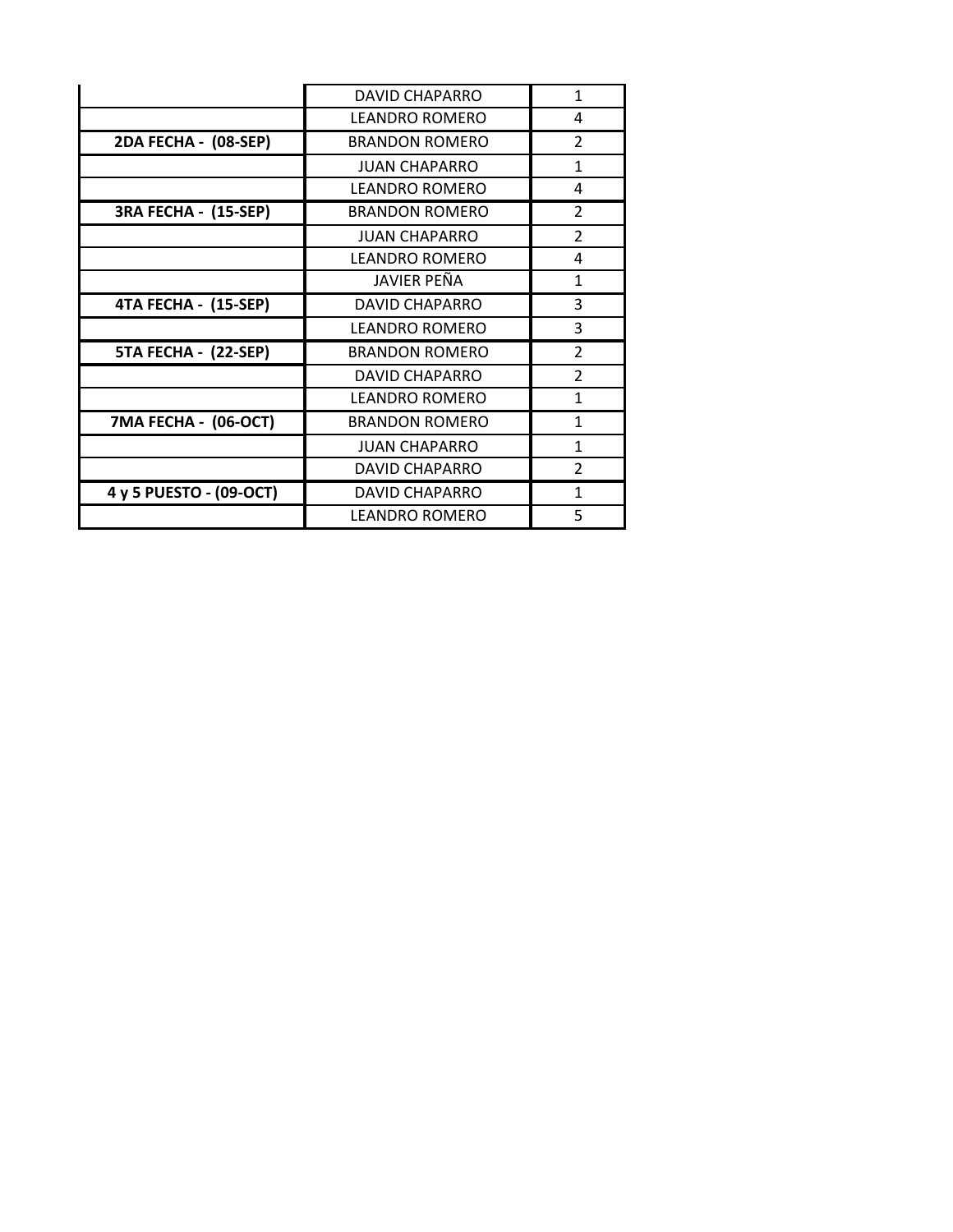| | | |
|---|---|---|
| | DAVID CHAPARRO | 1 |
| | LEANDRO ROMERO | 4 |
| **2DA FECHA - (08-SEP)** | BRANDON ROMERO | 2 |
| | JUAN CHAPARRO | 1 |
| | LEANDRO ROMERO | 4 |
| **3RA FECHA - (15-SEP)** | BRANDON ROMERO | 2 |
| | JUAN CHAPARRO | 2 |
| | LEANDRO ROMERO | 4 |
| | JAVIER PEÑA | 1 |
| **4TA FECHA - (15-SEP)** | DAVID CHAPARRO | 3 |
| | LEANDRO ROMERO | 3 |
| **5TA FECHA - (22-SEP)** | BRANDON ROMERO | 2 |
| | DAVID CHAPARRO | 2 |
| | LEANDRO ROMERO | 1 |
| **7MA FECHA - (06-OCT)** | BRANDON ROMERO | 1 |
| | JUAN CHAPARRO | 1 |
| | DAVID CHAPARRO | 2 |
| **4 y 5 PUESTO - (09-OCT)** | DAVID CHAPARRO | 1 |
| | LEANDRO ROMERO | 5 |